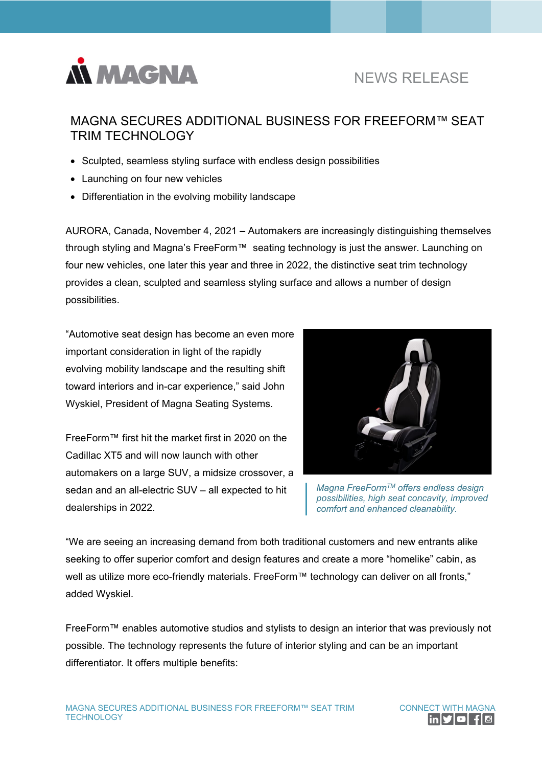NEWS RELEASE

# MAGNA SECURES ADDITIONAL BUSINESS FOR FREEFORM™ SEAT TRIM TECHNOLOGY

- Sculpted, seamless styling surface with endless design possibilities
- Launching on four new vehicles
- Differentiation in the evolving mobility landscape

AURORA, Canada, November 4, 2021 **–** Automakers are increasingly distinguishing themselves through styling and Magna's FreeForm™ seating technology is just the answer. Launching on four new vehicles, one later this year and three in 2022, the distinctive seat trim technology provides a clean, sculpted and seamless styling surface and allows a number of design possibilities.

"Automotive seat design has become an even more important consideration in light of the rapidly evolving mobility landscape and the resulting shift toward interiors and in-car experience," said John Wyskiel, President of Magna Seating Systems.

FreeForm™ first hit the market first in 2020 on the Cadillac XT5 and will now launch with other automakers on a large SUV, a midsize crossover, a sedan and an all-electric SUV – all expected to hit dealerships in 2022.

*Magna FreeForm™ offers endless design possibilities, high seat concavity, improved comfort and enhanced cleanability.*

"We are seeing an increasing demand from both traditional customers and new entrants alike seeking to offer superior comfort and design features and create a more "homelike" cabin, as well as utilize more eco-friendly materials. FreeForm™ technology can deliver on all fronts," added Wyskiel.

FreeForm™ enables automotive studios and stylists to design an interior that was previously not possible. The technology represents the future of interior styling and can be an important differentiator. It offers multiple benefits: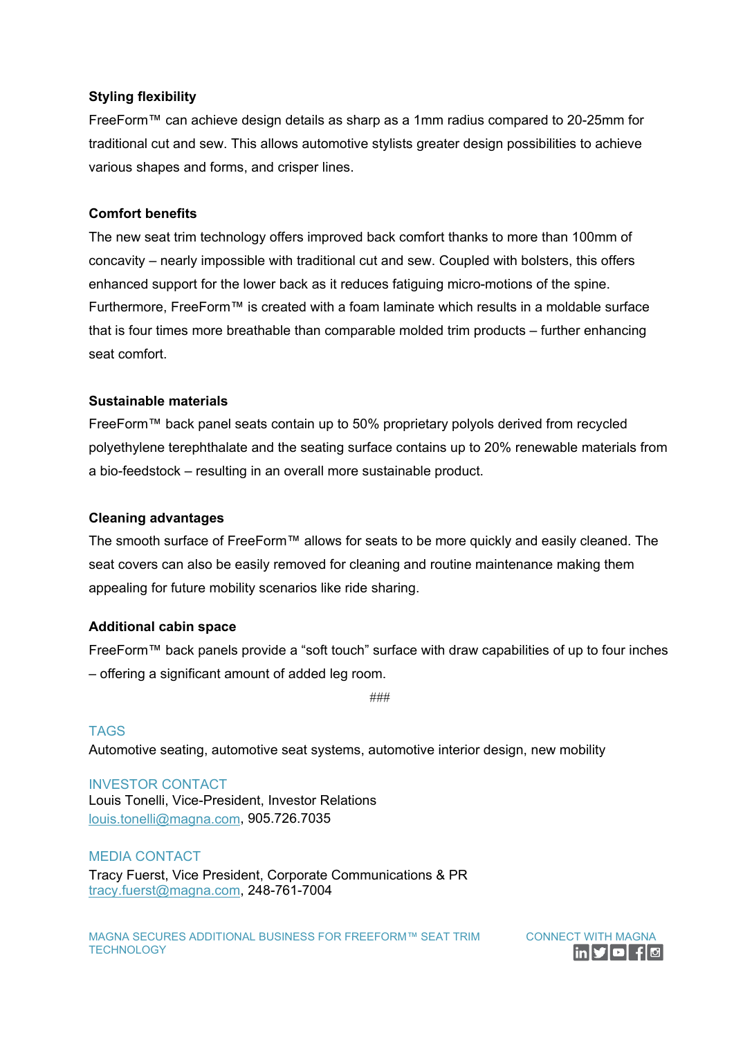**Styling flexibility**

FreeForm™ can achieve design details as sharp as a 1mm radius compared to 20-25mm for traditional cut and sew. This allows automotive stylists greater design possibilities to achieve various shapes and forms, and crisper lines.

**Comfort benefits**

The new seat trim technology offers improved back comfort thanks to more than 100mm of concavity – nearly impossible with traditional cut and sew. Coupled with bolsters, this offers enhanced support for the lower back as it reduces fatiguing micro-motions of the spine. Furthermore, FreeForm™ is created with a foam laminate which results in a moldable surface that is four times more breathable than comparable molded trim products – further enhancing seat comfort.

**Sustainable materials**

FreeForm™ back panel seats contain up to 50% proprietary polyols derived from recycled polyethylene terephthalate and the seating surface contains up to 20% renewable materials from a bio-feedstock – resulting in an overall more sustainable product.

**Cleaning advantages**

The smooth surface of FreeForm™ allows for seats to be more quickly and easily cleaned. The seat covers can also be easily removed for cleaning and routine maintenance making them appealing for future mobility scenarios like ride sharing.

**Additional cabin space**

FreeForm™ back panels provide a "soft touch" surface with draw capabilities of up to four inches – offering a significant amount of added leg room.

###

TAGS

Automotive seating, automotive seat systems, automotive interior design, new mobility

INVESTOR CONTACT

Louis Tonelli, Vice-President, Investor Relations
louis.tonelli@magna.com, 905.726.7035

MEDIA CONTACT

Tracy Fuerst, Vice President, Corporate Communications & PR
tracy.fuerst@magna.com, 248-761-7004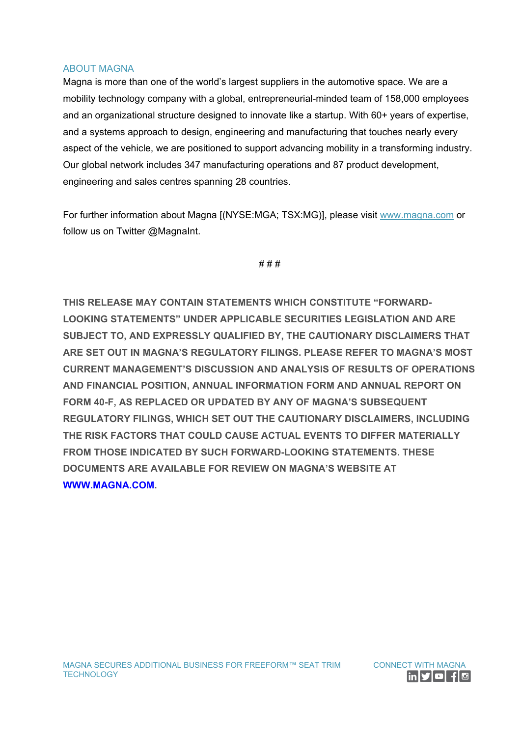## ABOUT MAGNA

Magna is more than one of the world's largest suppliers in the automotive space. We are a mobility technology company with a global, entrepreneurial-minded team of 158,000 employees and an organizational structure designed to innovate like a startup. With 60+ years of expertise, and a systems approach to design, engineering and manufacturing that touches nearly every aspect of the vehicle, we are positioned to support advancing mobility in a transforming industry. Our global network includes 347 manufacturing operations and 87 product development, engineering and sales centres spanning 28 countries.

For further information about Magna [(NYSE:MGA; TSX:MG)], please visit [www.magna.com](http://www.magna.com) or follow us on Twitter @MagnaInt.

###

**THIS RELEASE MAY CONTAIN STATEMENTS WHICH CONSTITUTE "FORWARD-LOOKING STATEMENTS" UNDER APPLICABLE SECURITIES LEGISLATION AND ARE SUBJECT TO, AND EXPRESSLY QUALIFIED BY, THE CAUTIONARY DISCLAIMERS THAT ARE SET OUT IN MAGNA'S REGULATORY FILINGS. PLEASE REFER TO MAGNA'S MOST CURRENT MANAGEMENT'S DISCUSSION AND ANALYSIS OF RESULTS OF OPERATIONS AND FINANCIAL POSITION, ANNUAL INFORMATION FORM AND ANNUAL REPORT ON FORM 40-F, AS REPLACED OR UPDATED BY ANY OF MAGNA'S SUBSEQUENT REGULATORY FILINGS, WHICH SET OUT THE CAUTIONARY DISCLAIMERS, INCLUDING THE RISK FACTORS THAT COULD CAUSE ACTUAL EVENTS TO DIFFER MATERIALLY FROM THOSE INDICATED BY SUCH FORWARD-LOOKING STATEMENTS. THESE DOCUMENTS ARE AVAILABLE FOR REVIEW ON MAGNA'S WEBSITE AT [WWW.MAGNA.COM](http://WWW.MAGNA.COM).**